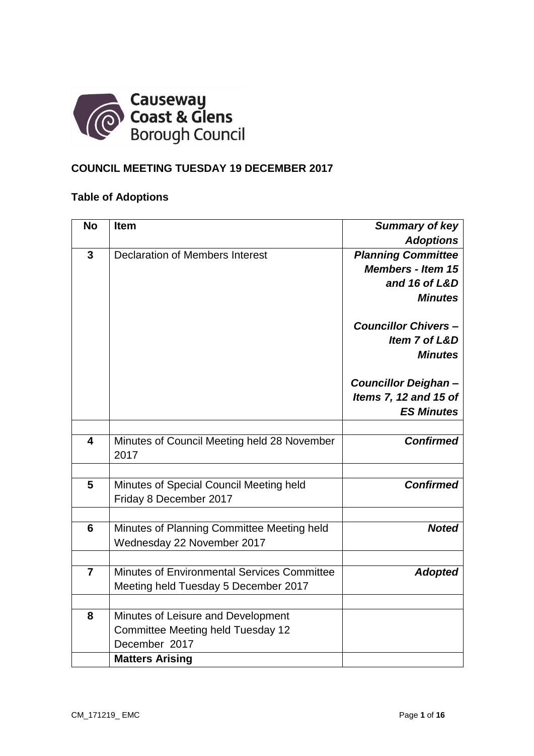**COUNCIL MEETING TUESDAY 19 DECEMBER 2017**

**Table of Adoptions**

| No | Item | *Summary of key Adoptions* |
|---|---|---|
| **3** | Declaration of Members Interest | ***Planning Committee Members - Item 15 and 16 of L&D Minutes***<br><br>***Councillor Chivers – Item 7 of L&D Minutes***<br><br>***Councillor Deighan – Items 7, 12 and 15 of ES Minutes*** |
| | | |
| **4** | Minutes of Council Meeting held 28 November 2017 | ***Confirmed*** |
| | | |
| **5** | Minutes of Special Council Meeting held Friday 8 December 2017 | ***Confirmed*** |
| | | |
| **6** | Minutes of Planning Committee Meeting held Wednesday 22 November 2017 | ***Noted*** |
| | | |
| **7** | Minutes of Environmental Services Committee Meeting held Tuesday 5 December 2017 | ***Adopted*** |
| | | |
| **8** | Minutes of Leisure and Development Committee Meeting held Tuesday 12 December 2017 | |
| | **Matters Arising** | |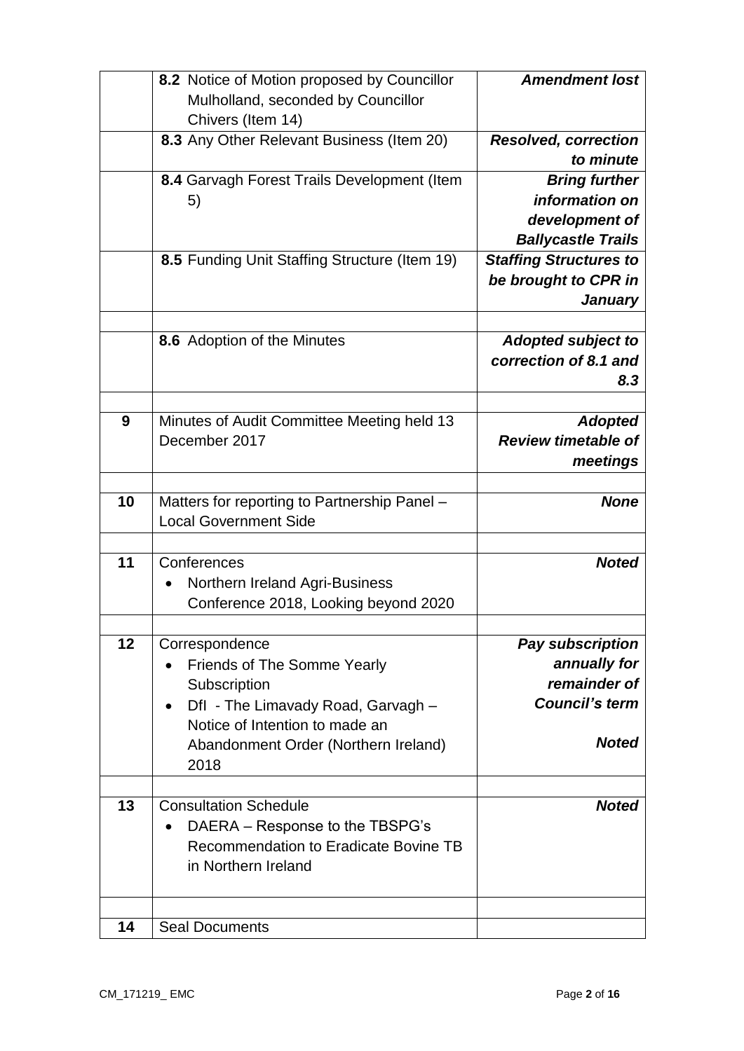| | | |
|---|---|---|
| | **8.2** Notice of Motion proposed by Councillor Mulholland, seconded by Councillor Chivers (Item 14) | ***Amendment lost*** |
| | **8.3** Any Other Relevant Business (Item 20) | ***Resolved, correction to minute*** |
| | **8.4** Garvagh Forest Trails Development (Item 5) | ***Bring further information on development of Ballycastle Trails*** |
| | **8.5** Funding Unit Staffing Structure (Item 19) | ***Staffing Structures to be brought to CPR in January*** |
| | | |
| | **8.6** Adoption of the Minutes | ***Adopted subject to correction of 8.1 and 8.3*** |
| | | |
| **9** | Minutes of Audit Committee Meeting held 13 December 2017 | ***Adopted*** ***Review timetable of meetings*** |
| | | |
| **10** | Matters for reporting to Partnership Panel – Local Government Side | ***None*** |
| | | |
| **11** | Conferences<br>• Northern Ireland Agri-Business Conference 2018, Looking beyond 2020 | ***Noted*** |
| | | |
| **12** | Correspondence<br>• Friends of The Somme Yearly Subscription<br>• DfI - The Limavady Road, Garvagh – Notice of Intention to made an Abandonment Order (Northern Ireland) 2018 | ***Pay subscription annually for remainder of Council's term***<br>***Noted*** |
| | | |
| **13** | Consultation Schedule<br>• DAERA – Response to the TBSPG's Recommendation to Eradicate Bovine TB in Northern Ireland | ***Noted*** |
| | | |
| **14** | Seal Documents | |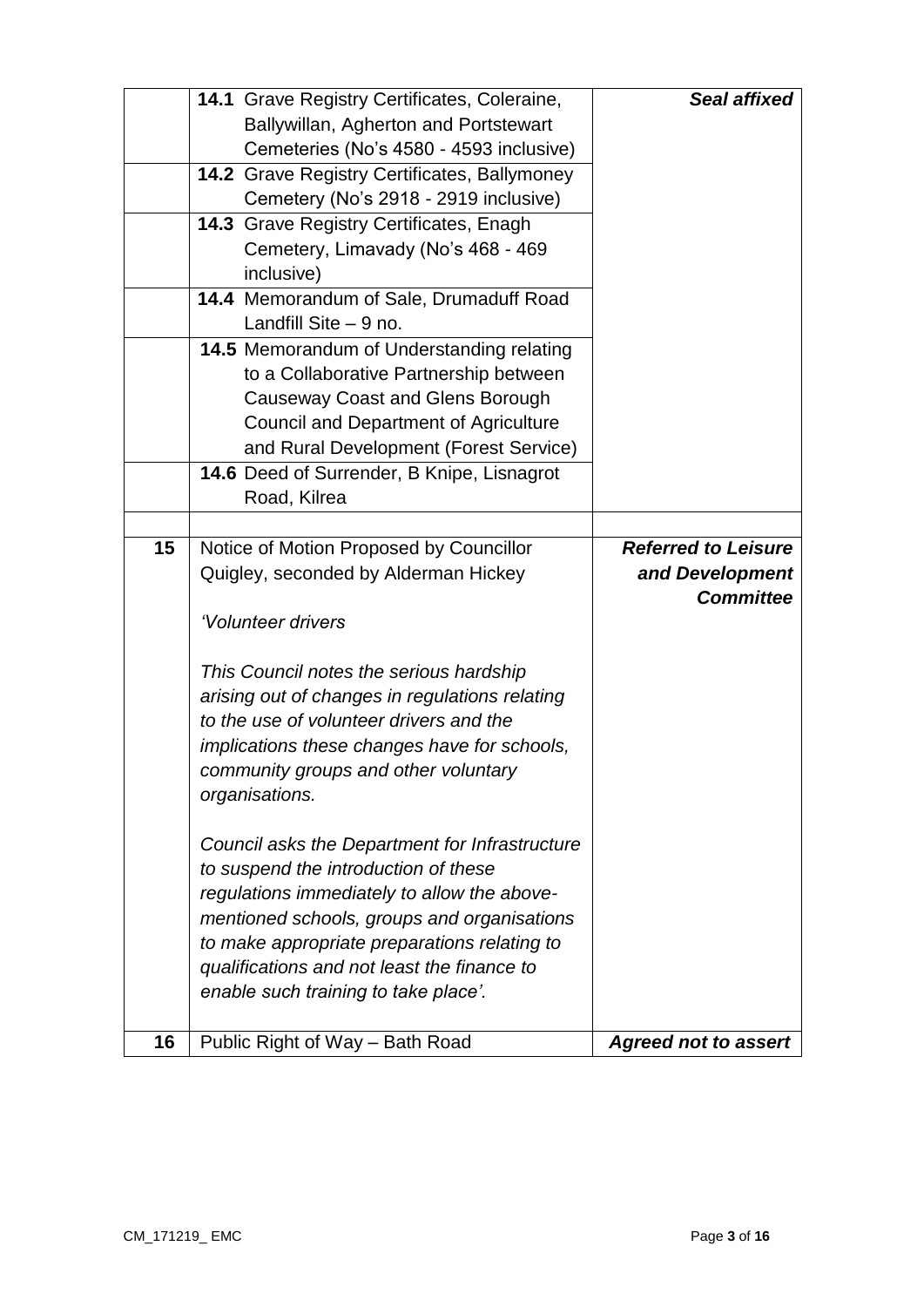| | | |
|---|---|---|
| | **14.1** Grave Registry Certificates, Coleraine, Ballywillan, Agherton and Portstewart Cemeteries (No's 4580 - 4593 inclusive) | ***Seal affixed*** |
| | **14.2** Grave Registry Certificates, Ballymoney Cemetery (No's 2918 - 2919 inclusive) | |
| | **14.3** Grave Registry Certificates, Enagh Cemetery, Limavady (No's 468 - 469 inclusive) | |
| | **14.4** Memorandum of Sale, Drumaduff Road Landfill Site – 9 no. | |
| | **14.5** Memorandum of Understanding relating to a Collaborative Partnership between Causeway Coast and Glens Borough Council and Department of Agriculture and Rural Development (Forest Service) | |
| | **14.6** Deed of Surrender, B Knipe, Lisnagrot Road, Kilrea | |
| | | |
| **15** | Notice of Motion Proposed by Councillor Quigley, seconded by Alderman Hickey<br><br>*'Volunteer drivers*<br><br>*This Council notes the serious hardship arising out of changes in regulations relating to the use of volunteer drivers and the implications these changes have for schools, community groups and other voluntary organisations.*<br><br>*Council asks the Department for Infrastructure to suspend the introduction of these regulations immediately to allow the above-mentioned schools, groups and organisations to make appropriate preparations relating to qualifications and not least the finance to enable such training to take place'.* | ***Referred to Leisure and Development Committee*** |
| **16** | Public Right of Way – Bath Road | ***Agreed not to assert*** |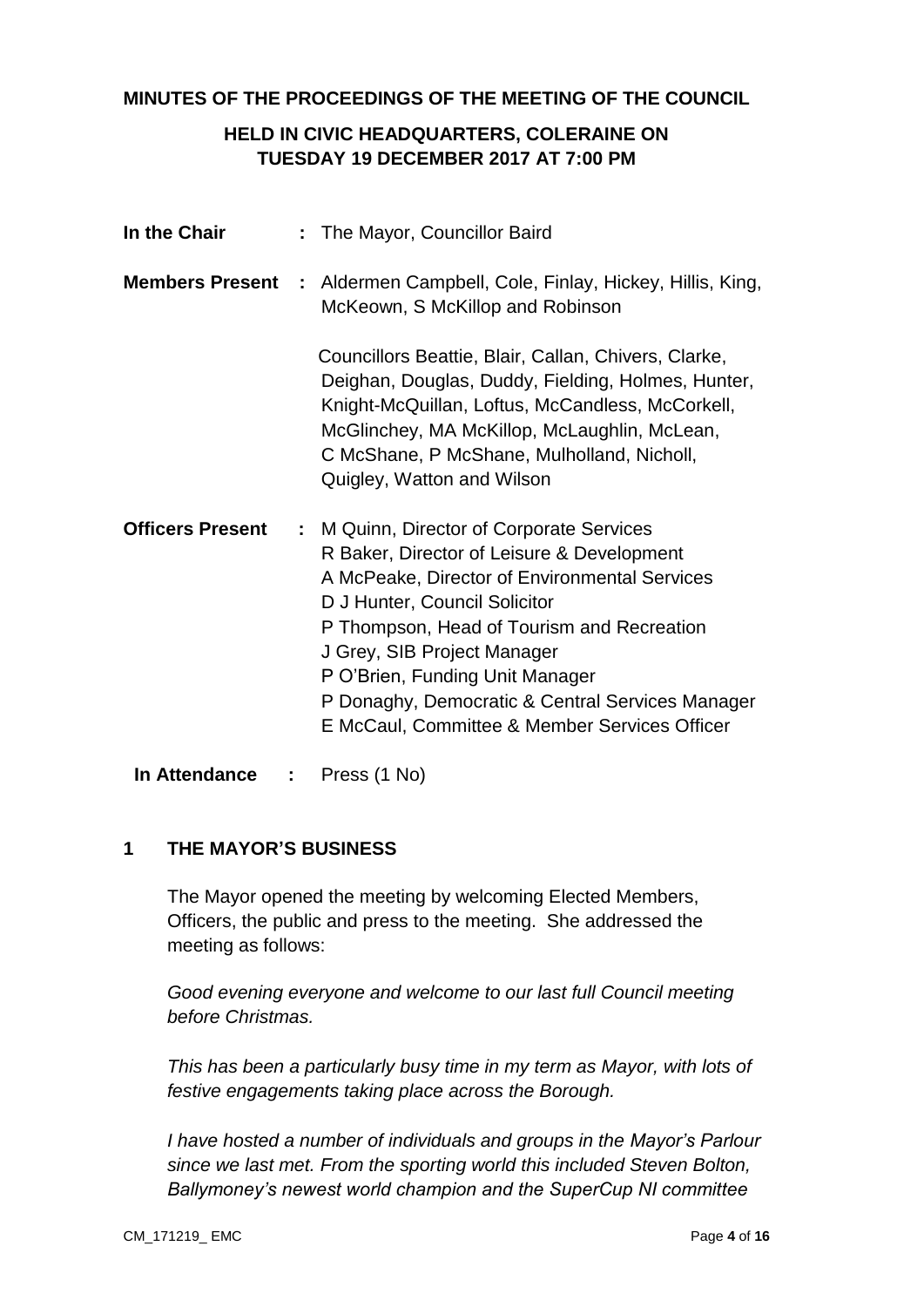**MINUTES OF THE PROCEEDINGS OF THE MEETING OF THE COUNCIL**

**HELD IN CIVIC HEADQUARTERS, COLERAINE ON TUESDAY 19 DECEMBER 2017 AT 7:00 PM**

**In the Chair** : The Mayor, Councillor Baird

**Members Present** : Aldermen Campbell, Cole, Finlay, Hickey, Hillis, King, McKeown, S McKillop and Robinson

Councillors Beattie, Blair, Callan, Chivers, Clarke, Deighan, Douglas, Duddy, Fielding, Holmes, Hunter, Knight-McQuillan, Loftus, McCandless, McCorkell, McGlinchey, MA McKillop, McLaughlin, McLean, C McShane, P McShane, Mulholland, Nicholl, Quigley, Watton and Wilson

**Officers Present** : M Quinn, Director of Corporate Services
R Baker, Director of Leisure & Development
A McPeake, Director of Environmental Services
D J Hunter, Council Solicitor
P Thompson, Head of Tourism and Recreation
J Grey, SIB Project Manager
P O'Brien, Funding Unit Manager
P Donaghy, Democratic & Central Services Manager
E McCaul, Committee & Member Services Officer

**In Attendance** : Press (1 No)

## 1 THE MAYOR'S BUSINESS

The Mayor opened the meeting by welcoming Elected Members, Officers, the public and press to the meeting. She addressed the meeting as follows:

*Good evening everyone and welcome to our last full Council meeting before Christmas.*

*This has been a particularly busy time in my term as Mayor, with lots of festive engagements taking place across the Borough.*

*I have hosted a number of individuals and groups in the Mayor's Parlour since we last met. From the sporting world this included Steven Bolton, Ballymoney's newest world champion and the SuperCup NI committee*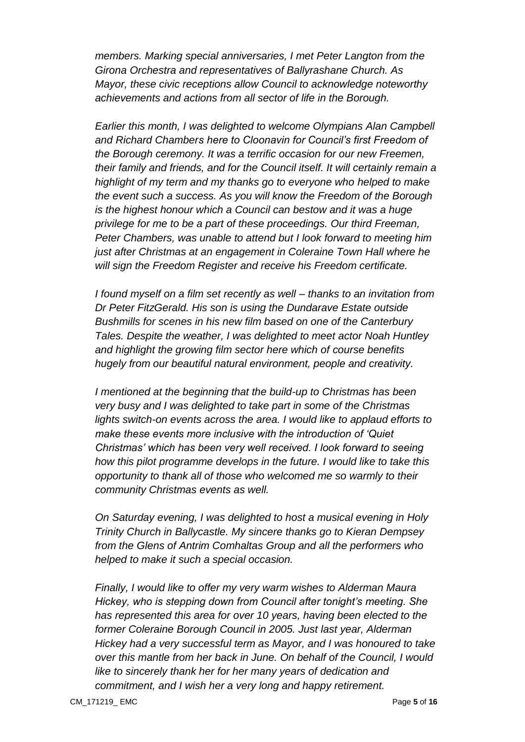*members. Marking special anniversaries, I met Peter Langton from the Girona Orchestra and representatives of Ballyrashane Church. As Mayor, these civic receptions allow Council to acknowledge noteworthy achievements and actions from all sector of life in the Borough.*

*Earlier this month, I was delighted to welcome Olympians Alan Campbell and Richard Chambers here to Cloonavin for Council's first Freedom of the Borough ceremony. It was a terrific occasion for our new Freemen, their family and friends, and for the Council itself. It will certainly remain a highlight of my term and my thanks go to everyone who helped to make the event such a success. As you will know the Freedom of the Borough is the highest honour which a Council can bestow and it was a huge privilege for me to be a part of these proceedings. Our third Freeman, Peter Chambers, was unable to attend but I look forward to meeting him just after Christmas at an engagement in Coleraine Town Hall where he will sign the Freedom Register and receive his Freedom certificate.*

*I found myself on a film set recently as well – thanks to an invitation from Dr Peter FitzGerald. His son is using the Dundarave Estate outside Bushmills for scenes in his new film based on one of the Canterbury Tales. Despite the weather, I was delighted to meet actor Noah Huntley and highlight the growing film sector here which of course benefits hugely from our beautiful natural environment, people and creativity.*

*I mentioned at the beginning that the build-up to Christmas has been very busy and I was delighted to take part in some of the Christmas lights switch-on events across the area. I would like to applaud efforts to make these events more inclusive with the introduction of 'Quiet Christmas' which has been very well received. I look forward to seeing how this pilot programme develops in the future. I would like to take this opportunity to thank all of those who welcomed me so warmly to their community Christmas events as well.*

*On Saturday evening, I was delighted to host a musical evening in Holy Trinity Church in Ballycastle. My sincere thanks go to Kieran Dempsey from the Glens of Antrim Comhaltas Group and all the performers who helped to make it such a special occasion.*

*Finally, I would like to offer my very warm wishes to Alderman Maura Hickey, who is stepping down from Council after tonight's meeting. She has represented this area for over 10 years, having been elected to the former Coleraine Borough Council in 2005. Just last year, Alderman Hickey had a very successful term as Mayor, and I was honoured to take over this mantle from her back in June. On behalf of the Council, I would like to sincerely thank her for her many years of dedication and commitment, and I wish her a very long and happy retirement.*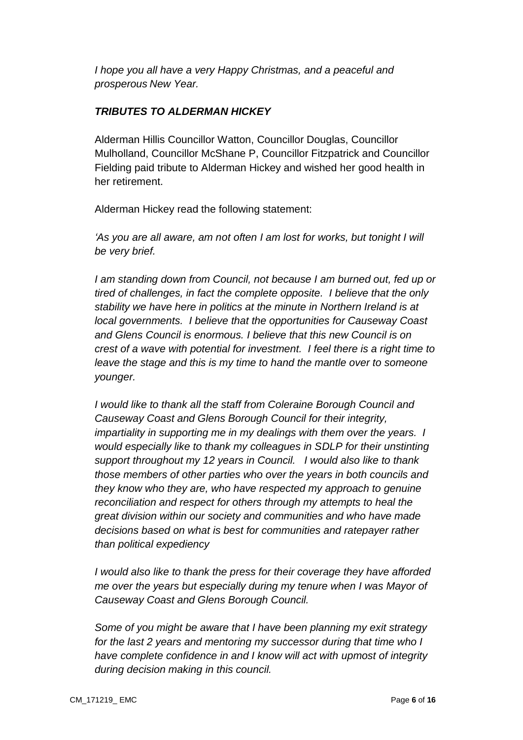*I hope you all have a very Happy Christmas, and a peaceful and prosperous New Year.*

***TRIBUTES TO ALDERMAN HICKEY***

Alderman Hillis Councillor Watton, Councillor Douglas, Councillor Mulholland, Councillor McShane P, Councillor Fitzpatrick and Councillor Fielding paid tribute to Alderman Hickey and wished her good health in her retirement.

Alderman Hickey read the following statement:

*'As you are all aware, am not often I am lost for works, but tonight I will be very brief.*

*I am standing down from Council, not because I am burned out, fed up or tired of challenges, in fact the complete opposite. I believe that the only stability we have here in politics at the minute in Northern Ireland is at local governments. I believe that the opportunities for Causeway Coast and Glens Council is enormous. I believe that this new Council is on crest of a wave with potential for investment. I feel there is a right time to leave the stage and this is my time to hand the mantle over to someone younger.*

*I would like to thank all the staff from Coleraine Borough Council and Causeway Coast and Glens Borough Council for their integrity, impartiality in supporting me in my dealings with them over the years. I would especially like to thank my colleagues in SDLP for their unstinting support throughout my 12 years in Council. I would also like to thank those members of other parties who over the years in both councils and they know who they are, who have respected my approach to genuine reconciliation and respect for others through my attempts to heal the great division within our society and communities and who have made decisions based on what is best for communities and ratepayer rather than political expediency*

*I would also like to thank the press for their coverage they have afforded me over the years but especially during my tenure when I was Mayor of Causeway Coast and Glens Borough Council.*

*Some of you might be aware that I have been planning my exit strategy for the last 2 years and mentoring my successor during that time who I have complete confidence in and I know will act with upmost of integrity during decision making in this council.*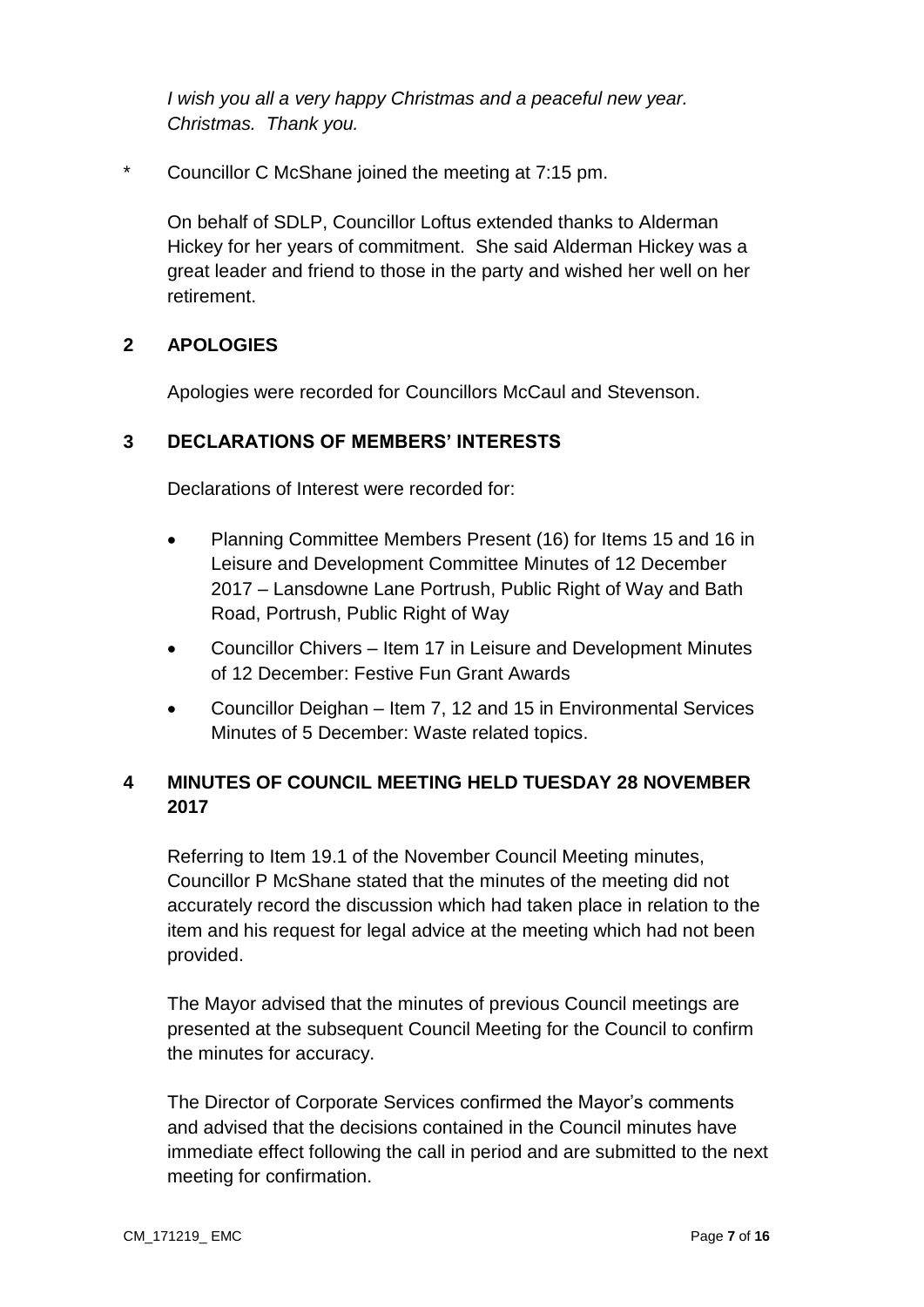*I wish you all a very happy Christmas and a peaceful new year. Christmas. Thank you.*

\* Councillor C McShane joined the meeting at 7:15 pm.

On behalf of SDLP, Councillor Loftus extended thanks to Alderman Hickey for her years of commitment. She said Alderman Hickey was a great leader and friend to those in the party and wished her well on her retirement.

## 2 APOLOGIES

Apologies were recorded for Councillors McCaul and Stevenson.

## 3 DECLARATIONS OF MEMBERS' INTERESTS

Declarations of Interest were recorded for:

- Planning Committee Members Present (16) for Items 15 and 16 in Leisure and Development Committee Minutes of 12 December 2017 – Lansdowne Lane Portrush, Public Right of Way and Bath Road, Portrush, Public Right of Way
- Councillor Chivers – Item 17 in Leisure and Development Minutes of 12 December: Festive Fun Grant Awards
- Councillor Deighan – Item 7, 12 and 15 in Environmental Services Minutes of 5 December: Waste related topics.

## 4 MINUTES OF COUNCIL MEETING HELD TUESDAY 28 NOVEMBER 2017

Referring to Item 19.1 of the November Council Meeting minutes, Councillor P McShane stated that the minutes of the meeting did not accurately record the discussion which had taken place in relation to the item and his request for legal advice at the meeting which had not been provided.

The Mayor advised that the minutes of previous Council meetings are presented at the subsequent Council Meeting for the Council to confirm the minutes for accuracy.

The Director of Corporate Services confirmed the Mayor's comments and advised that the decisions contained in the Council minutes have immediate effect following the call in period and are submitted to the next meeting for confirmation.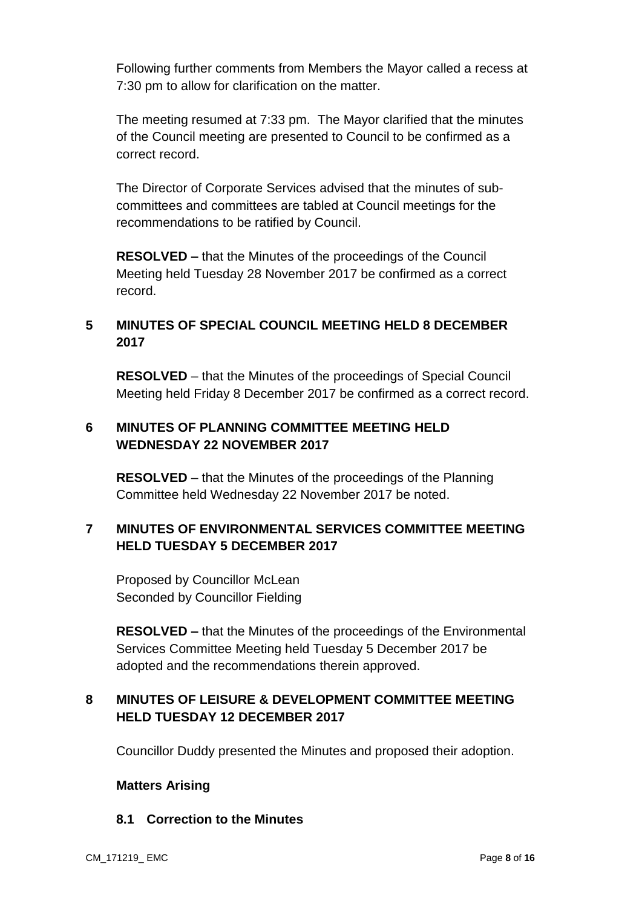Following further comments from Members the Mayor called a recess at 7:30 pm to allow for clarification on the matter.

The meeting resumed at 7:33 pm. The Mayor clarified that the minutes of the Council meeting are presented to Council to be confirmed as a correct record.

The Director of Corporate Services advised that the minutes of sub-committees and committees are tabled at Council meetings for the recommendations to be ratified by Council.

**RESOLVED –** that the Minutes of the proceedings of the Council Meeting held Tuesday 28 November 2017 be confirmed as a correct record.

## 5 MINUTES OF SPECIAL COUNCIL MEETING HELD 8 DECEMBER 2017

**RESOLVED** – that the Minutes of the proceedings of Special Council Meeting held Friday 8 December 2017 be confirmed as a correct record.

## 6 MINUTES OF PLANNING COMMITTEE MEETING HELD WEDNESDAY 22 NOVEMBER 2017

**RESOLVED** – that the Minutes of the proceedings of the Planning Committee held Wednesday 22 November 2017 be noted.

## 7 MINUTES OF ENVIRONMENTAL SERVICES COMMITTEE MEETING HELD TUESDAY 5 DECEMBER 2017

Proposed by Councillor McLean
Seconded by Councillor Fielding

**RESOLVED –** that the Minutes of the proceedings of the Environmental Services Committee Meeting held Tuesday 5 December 2017 be adopted and the recommendations therein approved.

## 8 MINUTES OF LEISURE & DEVELOPMENT COMMITTEE MEETING HELD TUESDAY 12 DECEMBER 2017

Councillor Duddy presented the Minutes and proposed their adoption.

**Matters Arising**

### 8.1 Correction to the Minutes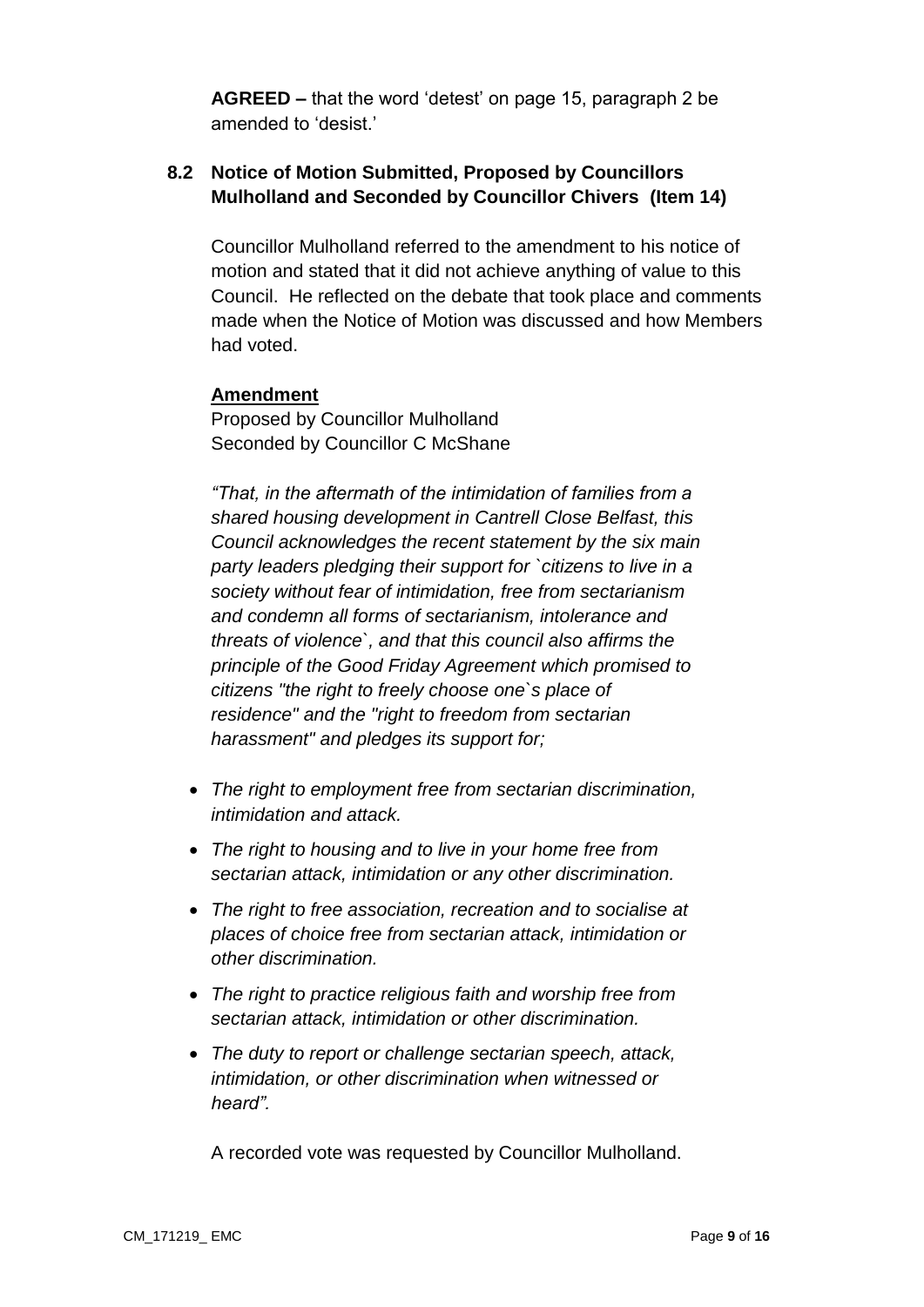**AGREED –** that the word 'detest' on page 15, paragraph 2 be amended to 'desist.'

### 8.2 Notice of Motion Submitted, Proposed by Councillors Mulholland and Seconded by Councillor Chivers (Item 14)

Councillor Mulholland referred to the amendment to his notice of motion and stated that it did not achieve anything of value to this Council. He reflected on the debate that took place and comments made when the Notice of Motion was discussed and how Members had voted.

**Amendment**

Proposed by Councillor Mulholland
Seconded by Councillor C McShane

*"That, in the aftermath of the intimidation of families from a shared housing development in Cantrell Close Belfast, this Council acknowledges the recent statement by the six main party leaders pledging their support for `citizens to live in a society without fear of intimidation, free from sectarianism and condemn all forms of sectarianism, intolerance and threats of violence`, and that this council also affirms the principle of the Good Friday Agreement which promised to citizens "the right to freely choose one`s place of residence" and the "right to freedom from sectarian harassment" and pledges its support for;*

- *The right to employment free from sectarian discrimination, intimidation and attack.*
- *The right to housing and to live in your home free from sectarian attack, intimidation or any other discrimination.*
- *The right to free association, recreation and to socialise at places of choice free from sectarian attack, intimidation or other discrimination.*
- *The right to practice religious faith and worship free from sectarian attack, intimidation or other discrimination.*
- *The duty to report or challenge sectarian speech, attack, intimidation, or other discrimination when witnessed or heard".*

A recorded vote was requested by Councillor Mulholland.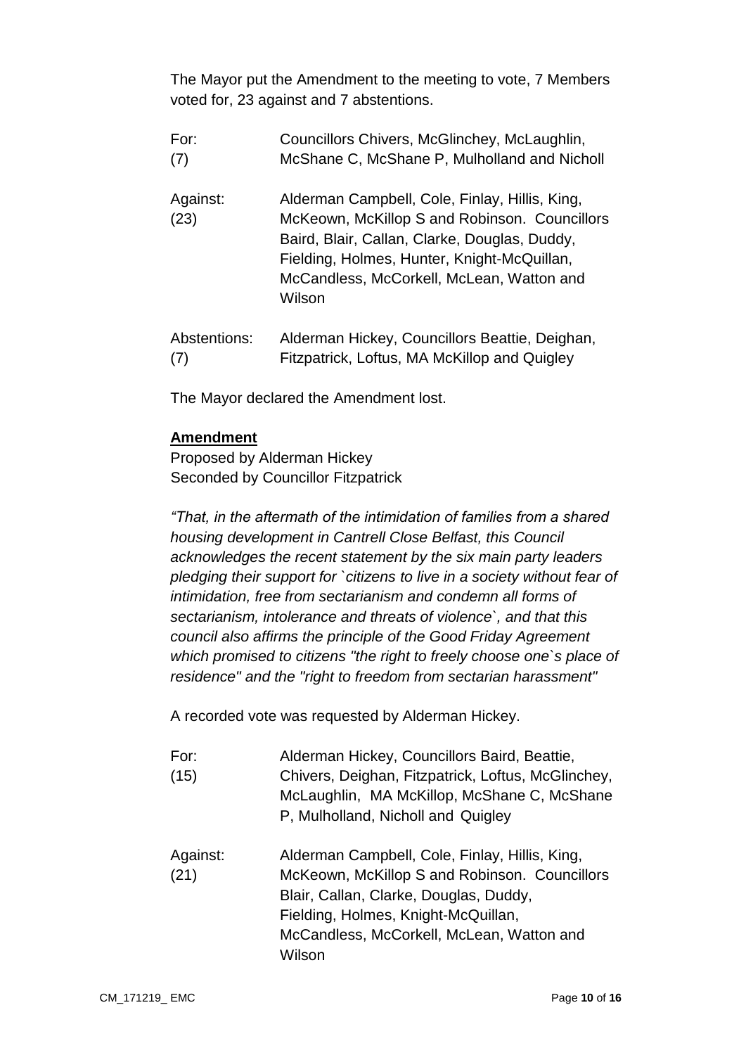The Mayor put the Amendment to the meeting to vote, 7 Members voted for, 23 against and 7 abstentions.

| | |
|---|---|
| For: (7) | Councillors Chivers, McGlinchey, McLaughlin, McShane C, McShane P, Mulholland and Nicholl |
| Against: (23) | Alderman Campbell, Cole, Finlay, Hillis, King, McKeown, McKillop S and Robinson. Councillors Baird, Blair, Callan, Clarke, Douglas, Duddy, Fielding, Holmes, Hunter, Knight-McQuillan, McCandless, McCorkell, McLean, Watton and Wilson |
| Abstentions: (7) | Alderman Hickey, Councillors Beattie, Deighan, Fitzpatrick, Loftus, MA McKillop and Quigley |

The Mayor declared the Amendment lost.

**Amendment**

Proposed by Alderman Hickey
Seconded by Councillor Fitzpatrick

*"That, in the aftermath of the intimidation of families from a shared housing development in Cantrell Close Belfast, this Council acknowledges the recent statement by the six main party leaders pledging their support for `citizens to live in a society without fear of intimidation, free from sectarianism and condemn all forms of sectarianism, intolerance and threats of violence`, and that this council also affirms the principle of the Good Friday Agreement which promised to citizens "the right to freely choose one`s place of residence" and the "right to freedom from sectarian harassment"*

A recorded vote was requested by Alderman Hickey.

| | |
|---|---|
| For: (15) | Alderman Hickey, Councillors Baird, Beattie, Chivers, Deighan, Fitzpatrick, Loftus, McGlinchey, McLaughlin, MA McKillop, McShane C, McShane P, Mulholland, Nicholl and Quigley |
| Against: (21) | Alderman Campbell, Cole, Finlay, Hillis, King, McKeown, McKillop S and Robinson. Councillors Blair, Callan, Clarke, Douglas, Duddy, Fielding, Holmes, Knight-McQuillan, McCandless, McCorkell, McLean, Watton and Wilson |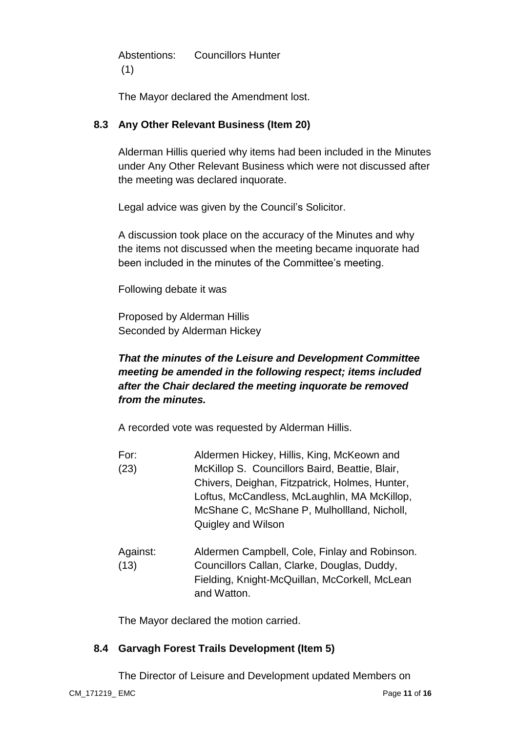Abstentions: Councillors Hunter
(1)

The Mayor declared the Amendment lost.

### 8.3 Any Other Relevant Business (Item 20)

Alderman Hillis queried why items had been included in the Minutes under Any Other Relevant Business which were not discussed after the meeting was declared inquorate.

Legal advice was given by the Council's Solicitor.

A discussion took place on the accuracy of the Minutes and why the items not discussed when the meeting became inquorate had been included in the minutes of the Committee's meeting.

Following debate it was

Proposed by Alderman Hillis
Seconded by Alderman Hickey

***That the minutes of the Leisure and Development Committee meeting be amended in the following respect; items included after the Chair declared the meeting inquorate be removed from the minutes.***

A recorded vote was requested by Alderman Hillis.

For: (23) Aldermen Hickey, Hillis, King, McKeown and McKillop S. Councillors Baird, Beattie, Blair, Chivers, Deighan, Fitzpatrick, Holmes, Hunter, Loftus, McCandless, McLaughlin, MA McKillop, McShane C, McShane P, Mulhollland, Nicholl, Quigley and Wilson

Against: (13) Aldermen Campbell, Cole, Finlay and Robinson. Councillors Callan, Clarke, Douglas, Duddy, Fielding, Knight-McQuillan, McCorkell, McLean and Watton.

The Mayor declared the motion carried.

### 8.4 Garvagh Forest Trails Development (Item 5)

The Director of Leisure and Development updated Members on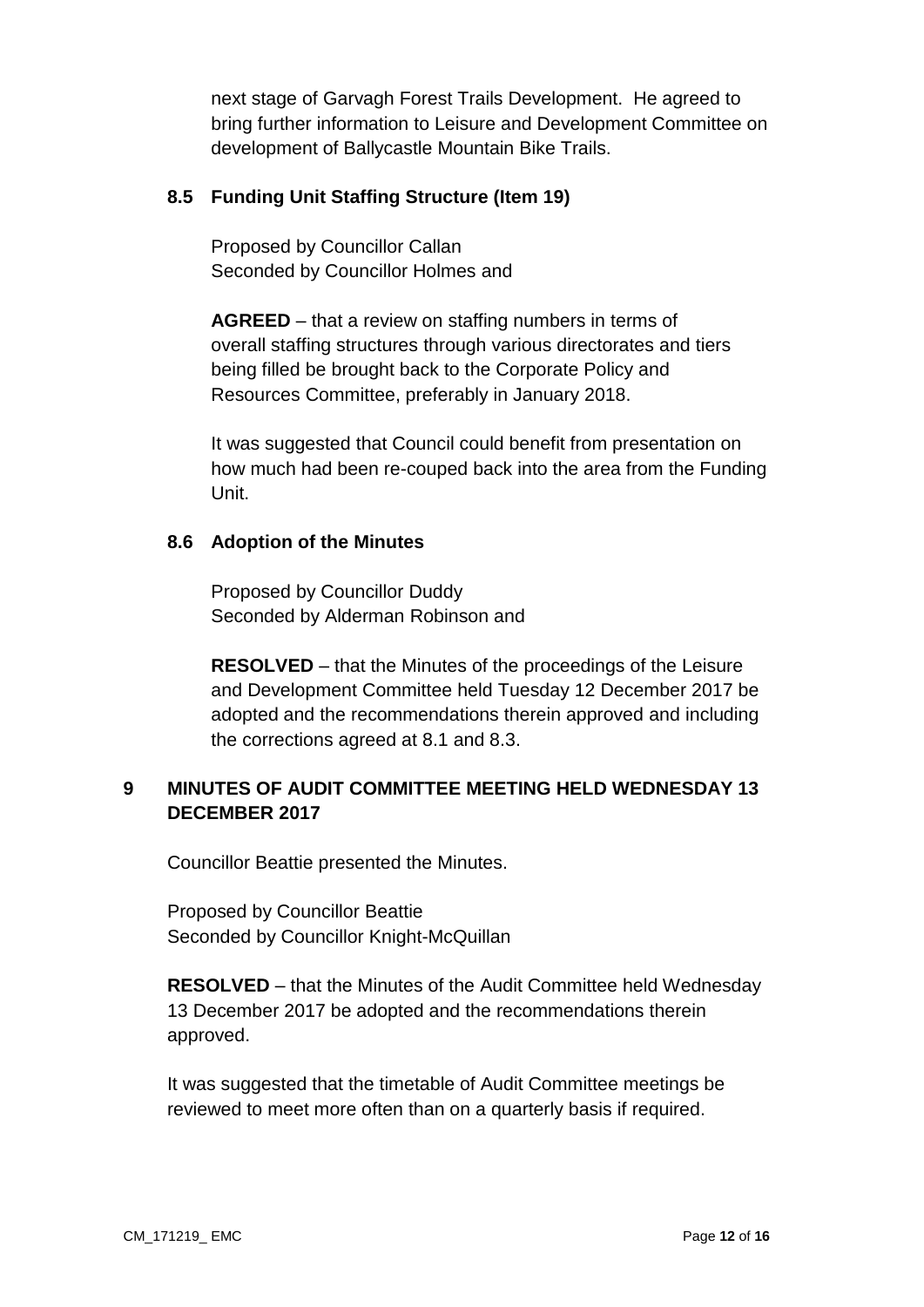next stage of Garvagh Forest Trails Development. He agreed to bring further information to Leisure and Development Committee on development of Ballycastle Mountain Bike Trails.

### 8.5 Funding Unit Staffing Structure (Item 19)

Proposed by Councillor Callan
Seconded by Councillor Holmes and

**AGREED** – that a review on staffing numbers in terms of overall staffing structures through various directorates and tiers being filled be brought back to the Corporate Policy and Resources Committee, preferably in January 2018.

It was suggested that Council could benefit from presentation on how much had been re-couped back into the area from the Funding Unit.

### 8.6 Adoption of the Minutes

Proposed by Councillor Duddy
Seconded by Alderman Robinson and

**RESOLVED** – that the Minutes of the proceedings of the Leisure and Development Committee held Tuesday 12 December 2017 be adopted and the recommendations therein approved and including the corrections agreed at 8.1 and 8.3.

## 9 MINUTES OF AUDIT COMMITTEE MEETING HELD WEDNESDAY 13 DECEMBER 2017

Councillor Beattie presented the Minutes.

Proposed by Councillor Beattie
Seconded by Councillor Knight-McQuillan

**RESOLVED** – that the Minutes of the Audit Committee held Wednesday 13 December 2017 be adopted and the recommendations therein approved.

It was suggested that the timetable of Audit Committee meetings be reviewed to meet more often than on a quarterly basis if required.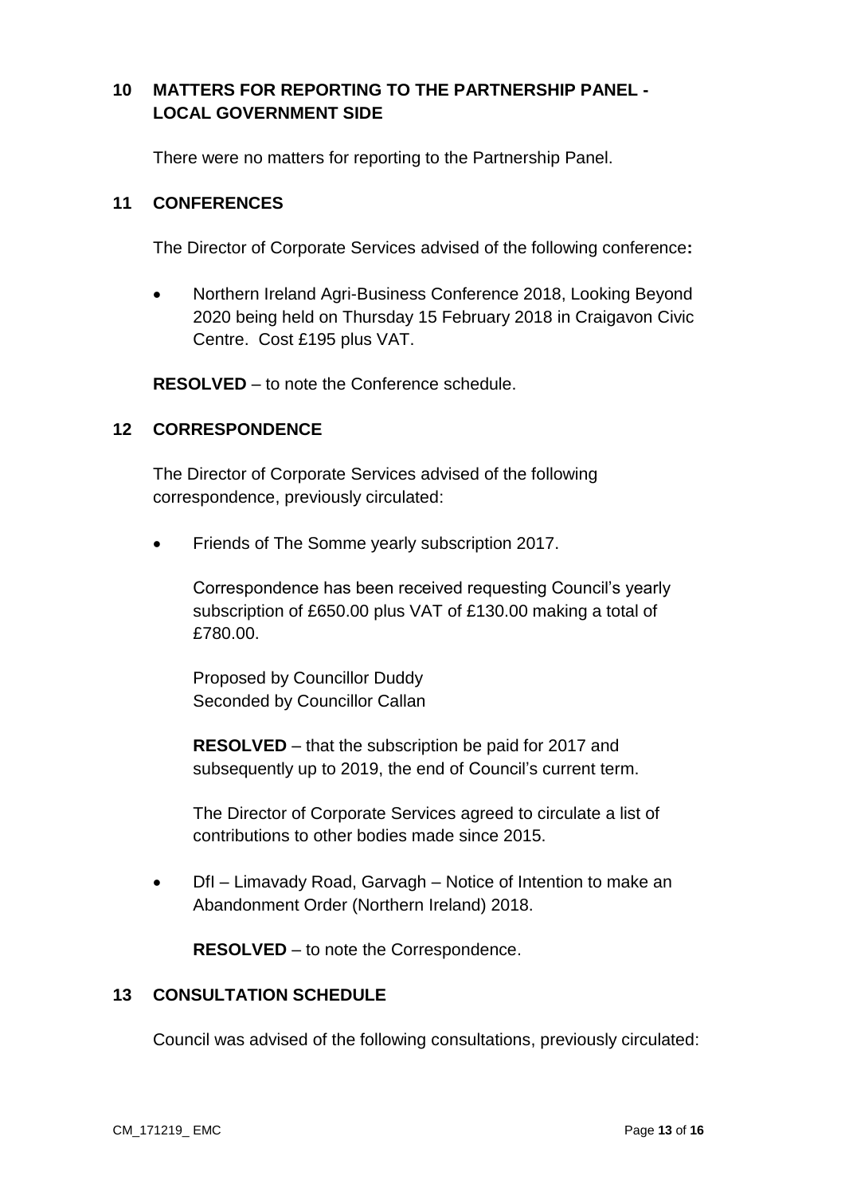## 10 MATTERS FOR REPORTING TO THE PARTNERSHIP PANEL - LOCAL GOVERNMENT SIDE

There were no matters for reporting to the Partnership Panel.

## 11 CONFERENCES

The Director of Corporate Services advised of the following conference**:**

- Northern Ireland Agri-Business Conference 2018, Looking Beyond 2020 being held on Thursday 15 February 2018 in Craigavon Civic Centre. Cost £195 plus VAT.

**RESOLVED** – to note the Conference schedule.

## 12 CORRESPONDENCE

The Director of Corporate Services advised of the following correspondence, previously circulated:

- Friends of The Somme yearly subscription 2017.

  Correspondence has been received requesting Council's yearly subscription of £650.00 plus VAT of £130.00 making a total of £780.00.

  Proposed by Councillor Duddy
  Seconded by Councillor Callan

  **RESOLVED** – that the subscription be paid for 2017 and subsequently up to 2019, the end of Council's current term.

  The Director of Corporate Services agreed to circulate a list of contributions to other bodies made since 2015.

- DfI – Limavady Road, Garvagh – Notice of Intention to make an Abandonment Order (Northern Ireland) 2018.

  **RESOLVED** – to note the Correspondence.

## 13 CONSULTATION SCHEDULE

Council was advised of the following consultations, previously circulated: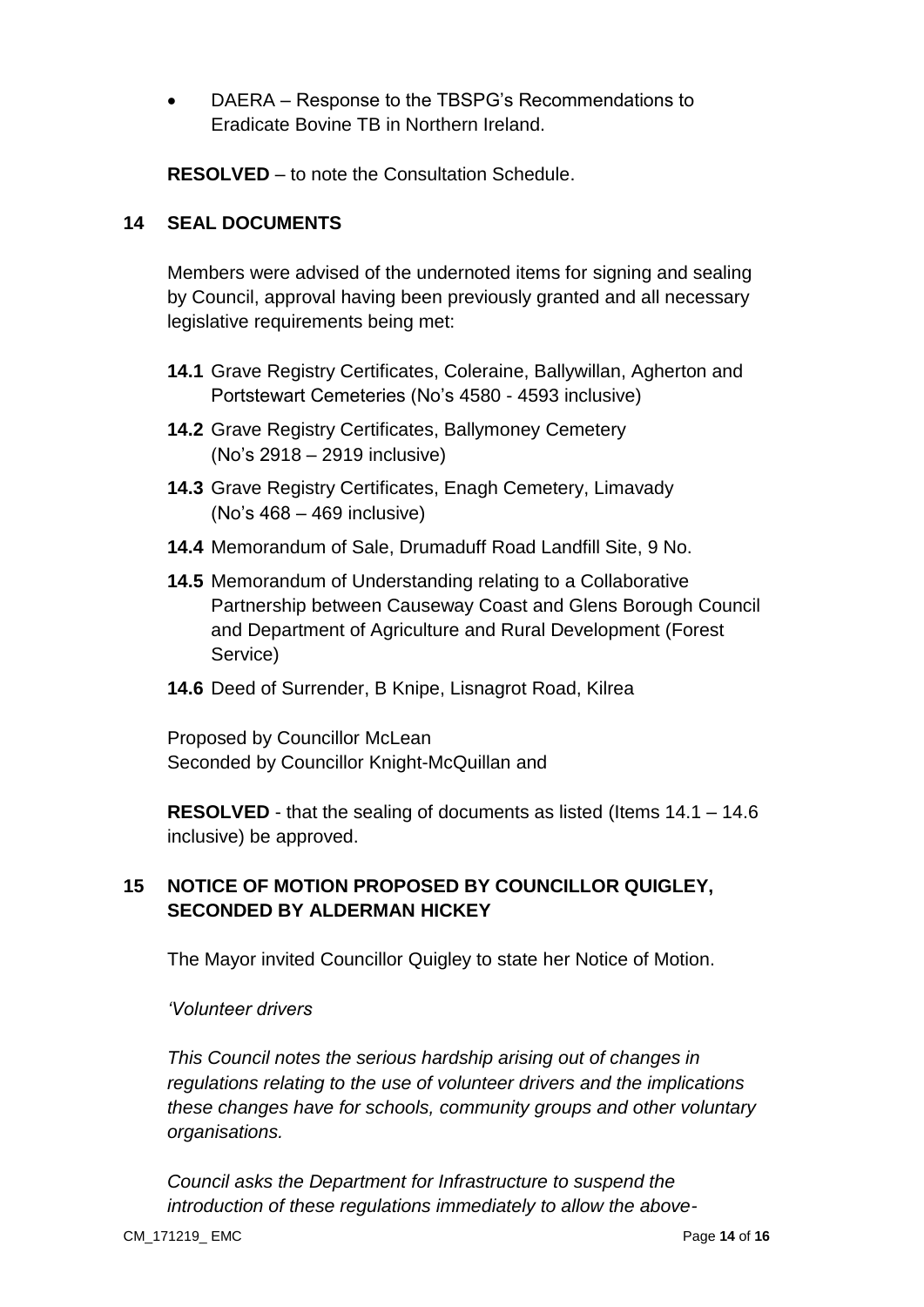- DAERA – Response to the TBSPG's Recommendations to Eradicate Bovine TB in Northern Ireland.

**RESOLVED** – to note the Consultation Schedule.

## 14 SEAL DOCUMENTS

Members were advised of the undernoted items for signing and sealing by Council, approval having been previously granted and all necessary legislative requirements being met:

**14.1** Grave Registry Certificates, Coleraine, Ballywillan, Agherton and Portstewart Cemeteries (No's 4580 - 4593 inclusive)

**14.2** Grave Registry Certificates, Ballymoney Cemetery (No's 2918 – 2919 inclusive)

**14.3** Grave Registry Certificates, Enagh Cemetery, Limavady (No's 468 – 469 inclusive)

**14.4** Memorandum of Sale, Drumaduff Road Landfill Site, 9 No.

**14.5** Memorandum of Understanding relating to a Collaborative Partnership between Causeway Coast and Glens Borough Council and Department of Agriculture and Rural Development (Forest Service)

**14.6** Deed of Surrender, B Knipe, Lisnagrot Road, Kilrea

Proposed by Councillor McLean
Seconded by Councillor Knight-McQuillan and

**RESOLVED** - that the sealing of documents as listed (Items 14.1 – 14.6 inclusive) be approved.

## 15 NOTICE OF MOTION PROPOSED BY COUNCILLOR QUIGLEY, SECONDED BY ALDERMAN HICKEY

The Mayor invited Councillor Quigley to state her Notice of Motion.

*'Volunteer drivers*

*This Council notes the serious hardship arising out of changes in regulations relating to the use of volunteer drivers and the implications these changes have for schools, community groups and other voluntary organisations.*

*Council asks the Department for Infrastructure to suspend the introduction of these regulations immediately to allow the above-*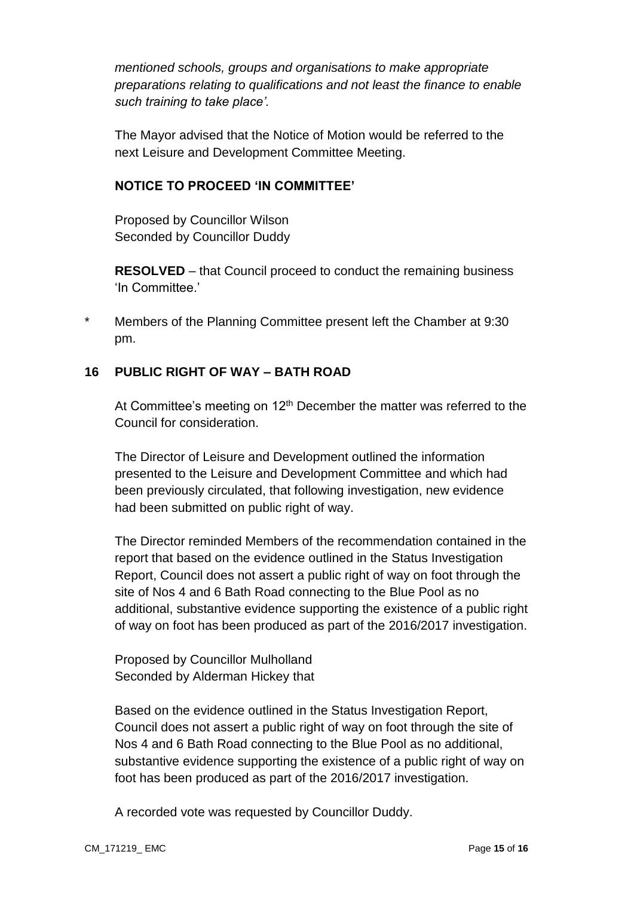*mentioned schools, groups and organisations to make appropriate preparations relating to qualifications and not least the finance to enable such training to take place'.*

The Mayor advised that the Notice of Motion would be referred to the next Leisure and Development Committee Meeting.

**NOTICE TO PROCEED 'IN COMMITTEE'**

Proposed by Councillor Wilson
Seconded by Councillor Duddy

**RESOLVED** – that Council proceed to conduct the remaining business 'In Committee.'

\* Members of the Planning Committee present left the Chamber at 9:30 pm.

## 16 PUBLIC RIGHT OF WAY – BATH ROAD

At Committee's meeting on 12th December the matter was referred to the Council for consideration.

The Director of Leisure and Development outlined the information presented to the Leisure and Development Committee and which had been previously circulated, that following investigation, new evidence had been submitted on public right of way.

The Director reminded Members of the recommendation contained in the report that based on the evidence outlined in the Status Investigation Report, Council does not assert a public right of way on foot through the site of Nos 4 and 6 Bath Road connecting to the Blue Pool as no additional, substantive evidence supporting the existence of a public right of way on foot has been produced as part of the 2016/2017 investigation.

Proposed by Councillor Mulholland
Seconded by Alderman Hickey that

Based on the evidence outlined in the Status Investigation Report, Council does not assert a public right of way on foot through the site of Nos 4 and 6 Bath Road connecting to the Blue Pool as no additional, substantive evidence supporting the existence of a public right of way on foot has been produced as part of the 2016/2017 investigation.

A recorded vote was requested by Councillor Duddy.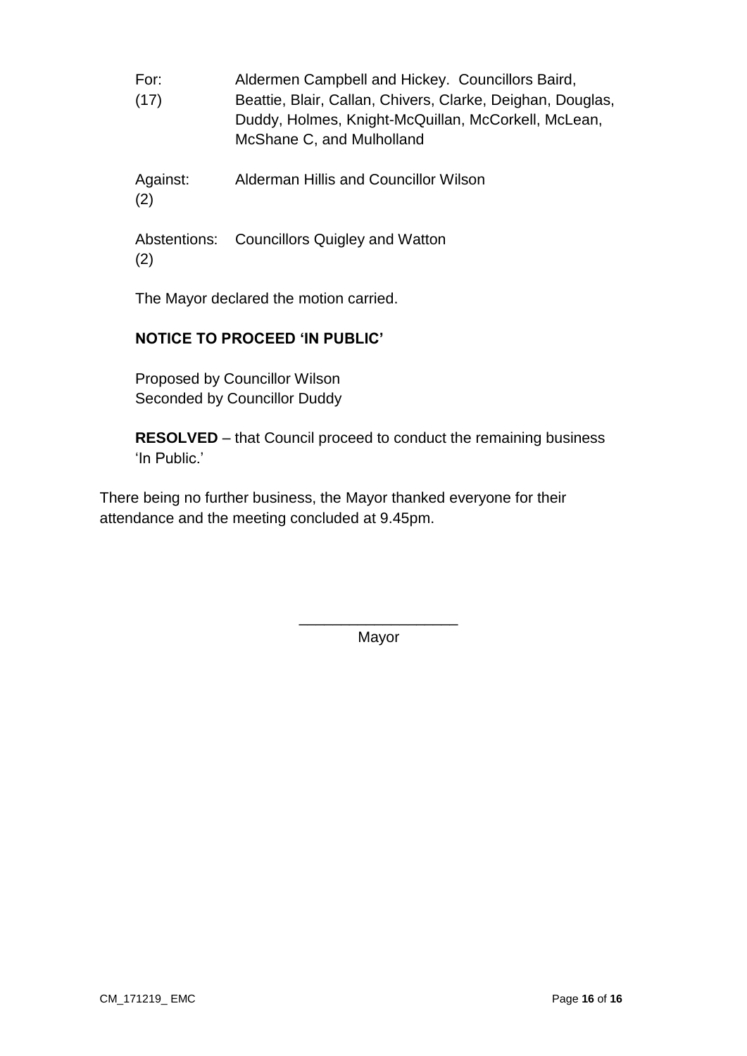| | |
|---|---|
| For: (17) | Aldermen Campbell and Hickey. Councillors Baird, Beattie, Blair, Callan, Chivers, Clarke, Deighan, Douglas, Duddy, Holmes, Knight-McQuillan, McCorkell, McLean, McShane C, and Mulholland |
| Against: (2) | Alderman Hillis and Councillor Wilson |
| Abstentions: (2) | Councillors Quigley and Watton |

The Mayor declared the motion carried.

**NOTICE TO PROCEED 'IN PUBLIC'**

Proposed by Councillor Wilson
Seconded by Councillor Duddy

**RESOLVED** – that Council proceed to conduct the remaining business 'In Public.'

There being no further business, the Mayor thanked everyone for their attendance and the meeting concluded at 9.45pm.

___________________
Mayor

CM_171219_ EMC